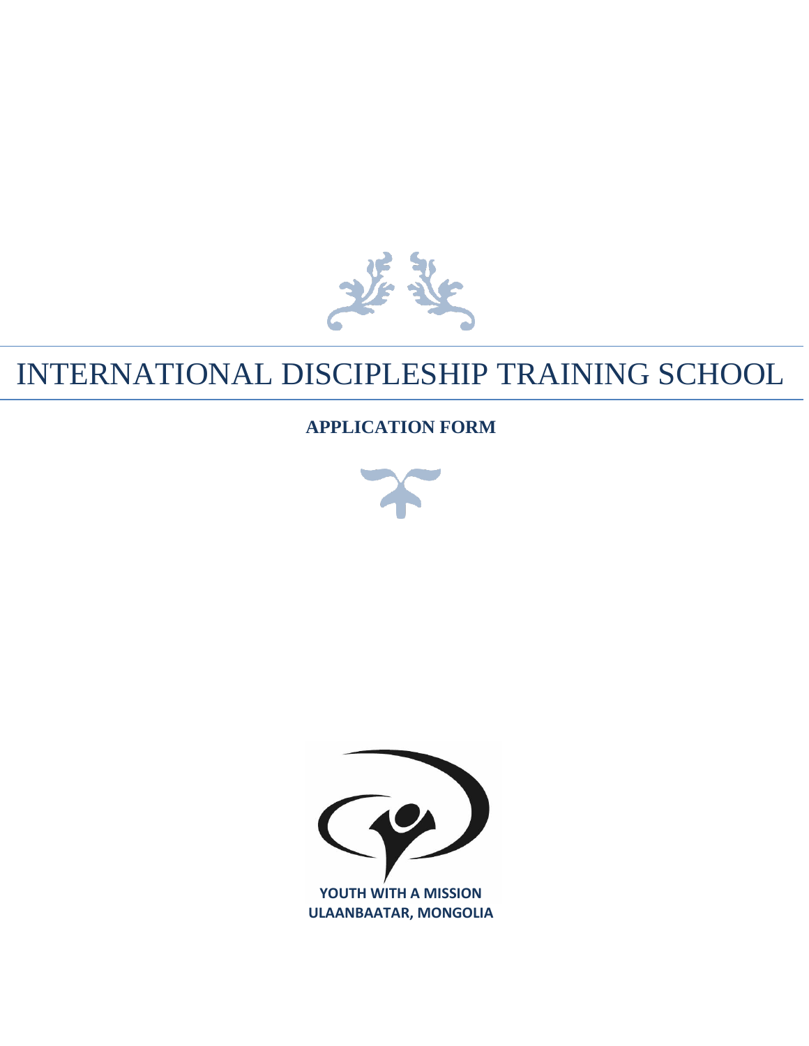# INTERNATIONAL DISCIPLESHIP TRAINING SCHOOL

**APPLICATION FORM**

**YOUTH WITH A MISSION**
**ULAANBAATAR, MONGOLIA**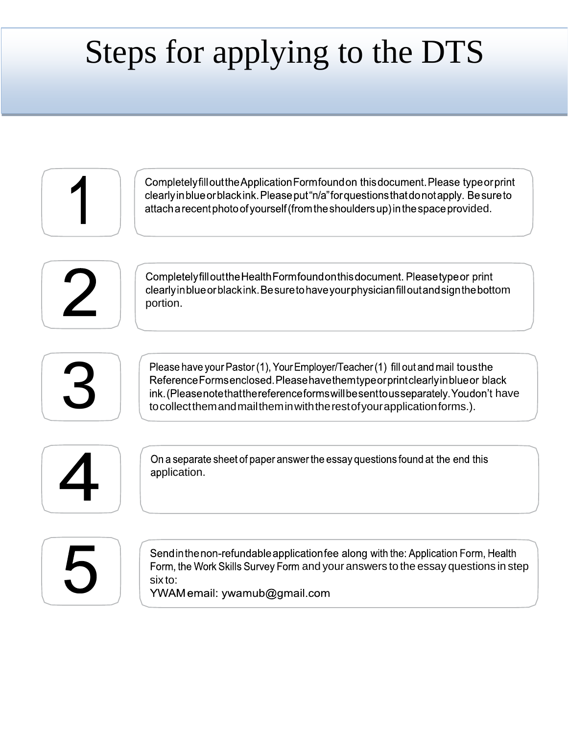# Steps for applying to the DTS

1. Completely fill out the Application Form found on this document. Please type or print clearly in blue or black ink. Please put "n/a" for questions that do not apply. Be sure to attach a recent photo of yourself (from the shoulders up) in the space provided.

2. Completely fill out the Health Form found on this document. Please type or print clearly in blue or black ink. Be sure to have your physician fill out and sign the bottom portion.

3. Please have your Pastor (1), Your Employer/Teacher (1) fill out and mail to us the Reference Forms enclosed. Please have them type or print clearly in blue or black ink. (Please note that the reference forms will be sent to us separately. You don't have to collect them and mail them in with the rest of your application forms.).

4. On a separate sheet of paper answer the essay questions found at the end this application.

5. Send in the non-refundable application fee along with the: Application Form, Health Form, the Work Skills Survey Form and your answers to the essay questions in step six to:
   YWAM email: ywamub@gmail.com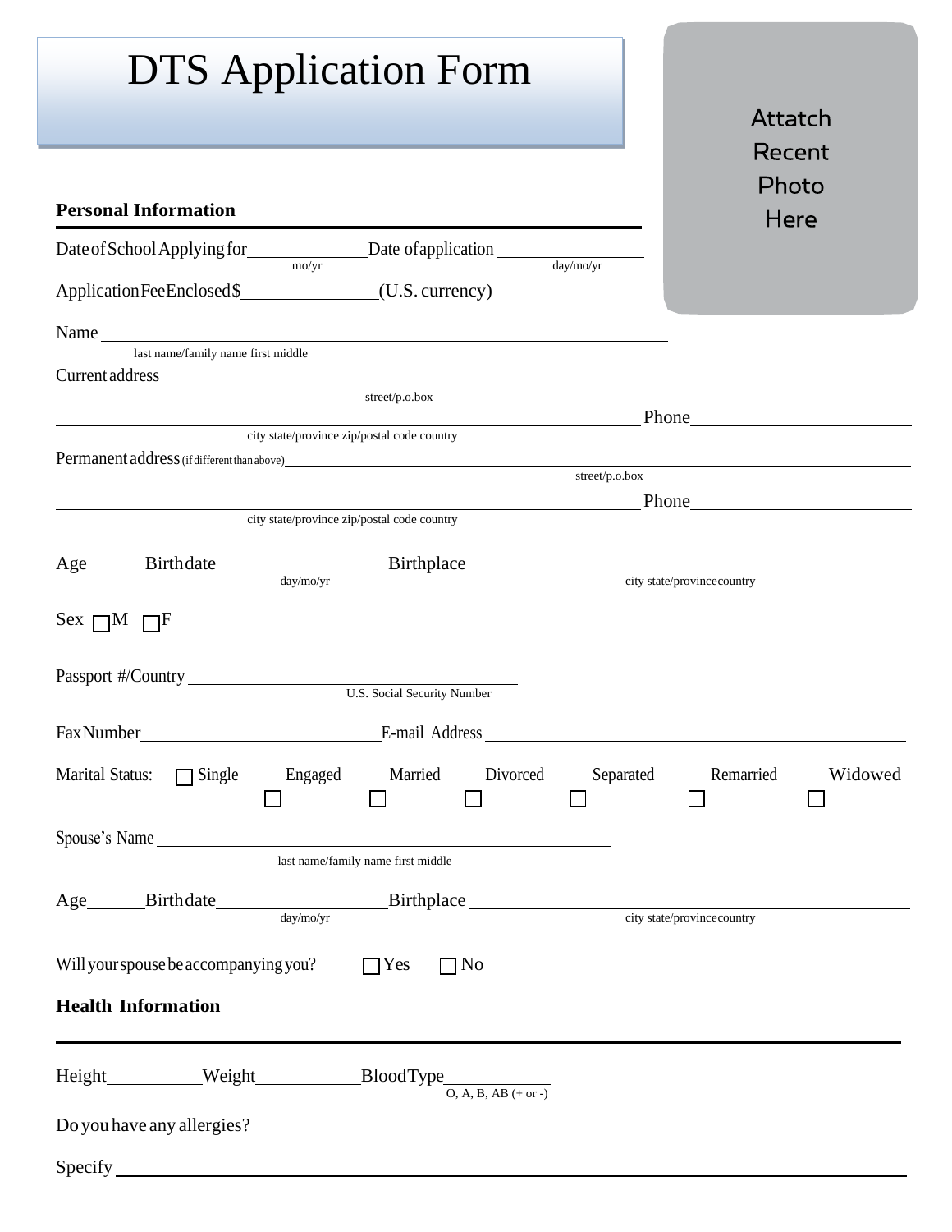# DTS Application Form

Attatch Recent Photo Here

**Personal Information**

Date of School Applying for ____________ (mo/yr) Date of application ____________ (day/mo/yr)

Application Fee Enclosed $____________ (U.S. currency)

Name ______________________________________________
last name/family name first middle

Current address ______________________________________________
street/p.o.box

______________________________________________ Phone ____________
city state/province zip/postal code country

Permanent address (if different than above) ______________________________________________
street/p.o.box

______________________________________________ Phone ____________
city state/province zip/postal code country

Age ______ Birthdate ____________ (day/mo/yr) Birthplace ______________________________
city state/province country

Sex ☐ M ☐ F

Passport #/Country ______________________________
U.S. Social Security Number

Fax Number ____________________ E-mail Address ____________________

Marital Status: ☐ Single ☐ Engaged ☐ Married ☐ Divorced ☐ Separated ☐ Remarried ☐ Widowed

Spouse's Name ______________________________________________
last name/family name first middle

Age ______ Birthdate ____________ (day/mo/yr) Birthplace ______________________________
city state/province country

Will your spouse be accompanying you? ☐ Yes ☐ No

**Health Information**

Height ____________ Weight ____________ Blood Type ____________
O, A, B, AB (+ or -)

Do you have any allergies?

Specify ______________________________________________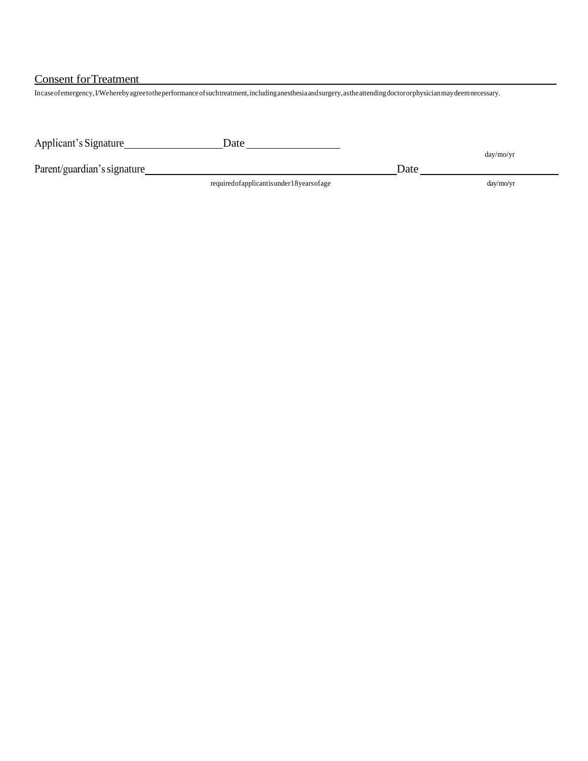## Consent for Treatment

In case of emergency, I/We hereby agree to the performance of such treatment, including anesthesia and surgery, as the attending doctor or physician may deem necessary.

Applicant's Signature__________________ Date __________________

day/mo/yr

Parent/guardian's signature__________________________________________ Date __________________

required of applicant is under 18 years of age

day/mo/yr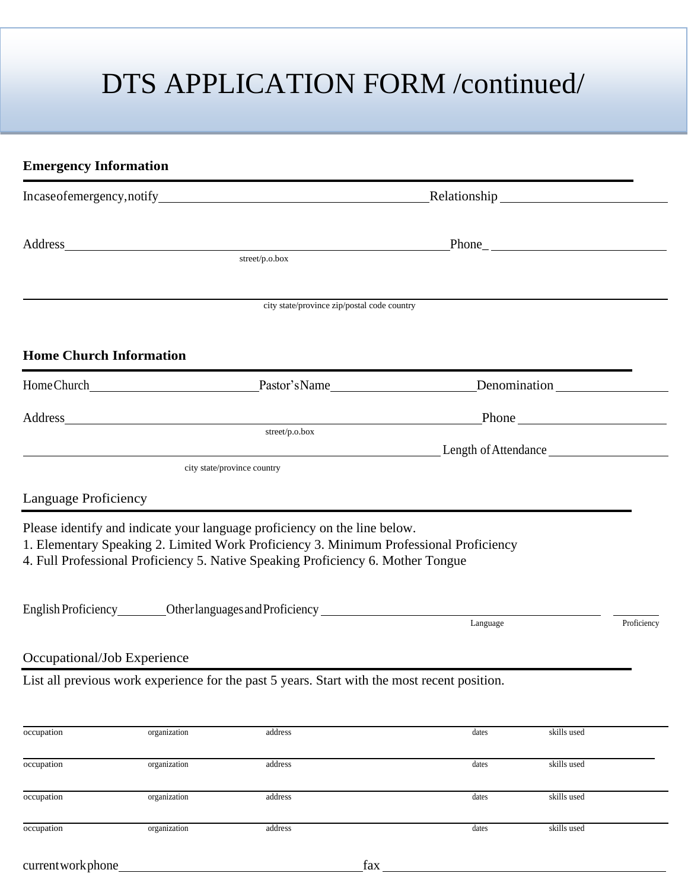# DTS APPLICATION FORM /continued/

## Emergency Information

Incaseofemergency,notify \_\_\_\_\_\_\_\_\_\_\_\_\_\_\_\_\_\_\_\_\_\_\_\_\_\_\_\_\_\_\_\_\_\_\_\_\_\_\_\_ Relationship \_\_\_\_\_\_\_\_\_\_\_\_\_\_\_\_\_\_\_\_\_\_\_\_

Address \_\_\_\_\_\_\_\_\_\_\_\_\_\_\_\_\_\_\_\_\_\_\_\_\_\_\_\_\_\_\_\_\_\_\_\_\_\_\_\_\_\_\_\_\_\_\_\_\_\_\_\_\_\_ Phone\_ \_\_\_\_\_\_\_\_\_\_\_\_\_\_\_\_\_\_\_\_\_\_\_\_\_

street/p.o.box

\_\_\_\_\_\_\_\_\_\_\_\_\_\_\_\_\_\_\_\_\_\_\_\_\_\_\_\_\_\_\_\_\_\_\_\_\_\_\_\_\_\_\_\_\_\_\_\_\_\_\_\_\_\_\_\_\_\_\_\_\_\_\_\_\_\_\_\_\_\_\_\_\_\_\_\_\_\_\_\_\_\_\_\_\_\_\_\_\_\_\_\_\_\_\_\_\_\_

city state/province zip/postal code country

## Home Church Information

HomeChurch \_\_\_\_\_\_\_\_\_\_\_\_\_\_\_\_\_\_\_\_\_\_\_\_\_ Pastor'sName \_\_\_\_\_\_\_\_\_\_\_\_\_\_\_\_\_\_\_\_\_\_ Denomination \_\_\_\_\_\_\_\_\_\_\_\_\_\_\_\_

Address \_\_\_\_\_\_\_\_\_\_\_\_\_\_\_\_\_\_\_\_\_\_\_\_\_\_\_\_\_\_\_\_\_\_\_\_\_\_\_\_\_\_\_\_\_\_\_\_\_\_\_\_\_\_\_\_\_\_\_\_ Phone \_\_\_\_\_\_\_\_\_\_\_\_\_\_\_\_\_\_\_\_\_\_

street/p.o.box

\_\_\_\_\_\_\_\_\_\_\_\_\_\_\_\_\_\_\_\_\_\_\_\_\_\_\_\_\_\_\_\_\_\_\_\_\_\_\_\_\_\_\_\_\_\_\_\_\_\_\_\_\_\_\_\_\_\_\_\_\_\_\_\_\_ Length of Attendance \_\_\_\_\_\_\_\_\_\_\_\_\_\_\_\_\_\_

city state/province country

## Language Proficiency

Please identify and indicate your language proficiency on the line below.
1. Elementary Speaking 2. Limited Work Proficiency 3. Minimum Professional Proficiency
4. Full Professional Proficiency 5. Native Speaking Proficiency 6. Mother Tongue

EnglishProficiency \_\_\_\_\_\_\_ Otherlanguages and Proficiency \_\_\_\_\_\_\_\_\_\_\_\_\_\_\_\_\_\_\_\_\_\_\_\_\_\_\_\_\_\_\_\_\_\_\_\_\_\_\_\_\_\_\_ \_\_\_\_\_\_\_

Language Proficiency

## Occupational/Job Experience

List all previous work experience for the past 5 years. Start with the most recent position.

| occupation | organization | address | dates | skills used |
|---|---|---|---|---|
| | | | | |
| occupation | organization | address | dates | skills used |
| | | | | |
| occupation | organization | address | dates | skills used |
| | | | | |
| occupation | organization | address | dates | skills used |

currentworkphone \_\_\_\_\_\_\_\_\_\_\_\_\_\_\_\_\_\_\_\_\_\_\_\_\_\_\_\_\_\_\_\_\_\_\_\_\_ fax \_\_\_\_\_\_\_\_\_\_\_\_\_\_\_\_\_\_\_\_\_\_\_\_\_\_\_\_\_\_\_\_\_\_\_\_\_\_\_\_\_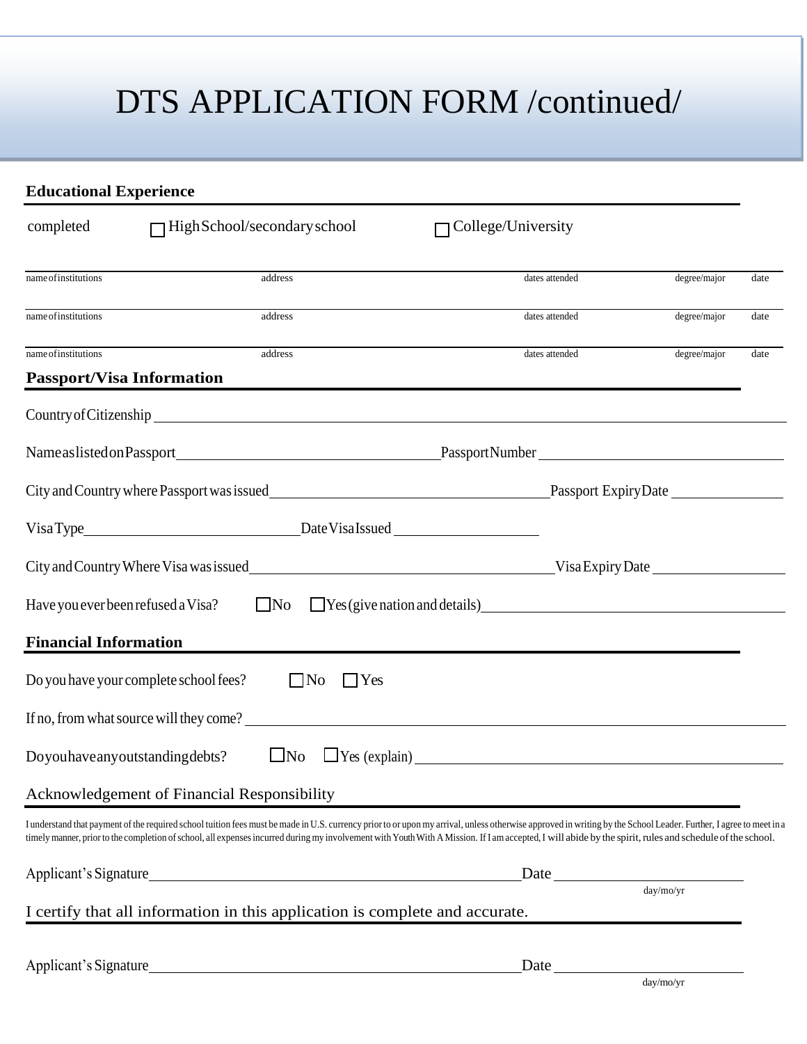# DTS APPLICATION FORM /continued/

## Educational Experience

completed ☐ High School/secondary school ☐ College/University

| name of institutions | address | dates attended | degree/major | date |
|---|---|---|---|---|
| name of institutions | address | dates attended | degree/major | date |
| name of institutions | address | dates attended | degree/major | date |

## Passport/Visa Information

Country of Citizenship ______________________________

Name as listed on Passport ______________________________ Passport Number ______________________________

City and Country where Passport was issued ______________________________ Passport Expiry Date ______________

Visa Type ______________________________ Date Visa Issued ______________

City and Country Where Visa was issued ______________________________ Visa Expiry Date ______________

Have you ever been refused a Visa? ☐ No ☐ Yes (give nation and details) ______________________________

## Financial Information

Do you have your complete school fees? ☐ No ☐ Yes

If no, from what source will they come? ______________________________

Do you have any outstanding debts? ☐ No ☐ Yes (explain) ______________________________

## Acknowledgement of Financial Responsibility

I understand that payment of the required school tuition fees must be made in U.S. currency prior to or upon my arrival, unless otherwise approved in writing by the School Leader. Further, I agree to meet in a timely manner, prior to the completion of school, all expenses incurred during my involvement with Youth With A Mission. If I am accepted, I will abide by the spirit, rules and schedule of the school.

Applicant's Signature ______________________________ Date ______________
day/mo/yr

## I certify that all information in this application is complete and accurate.

Applicant's Signature ______________________________ Date ______________
day/mo/yr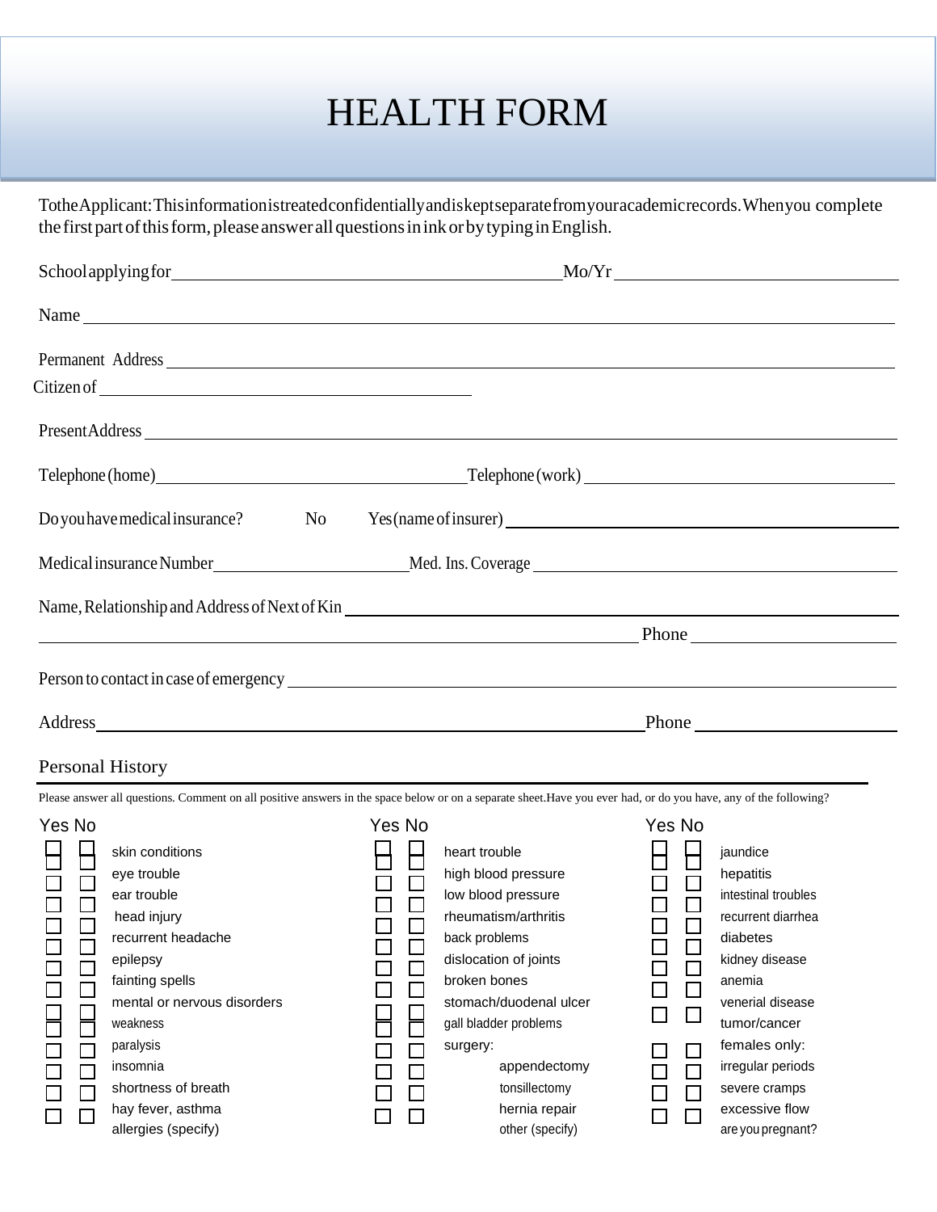# HEALTH FORM

To the Applicant: This information is treated confidentially and is kept separate from your academic records. When you complete the first part of this form, please answer all questions in ink or by typing in English.

School applying for ______________________________ Mo/Yr ______________________

Name ____________________________________________________________

Permanent Address ____________________________________________________

Citizen of ______________________________

Present Address ______________________________________________________

Telephone (home) ______________________ Telephone (work) ______________________

Do you have medical insurance? No Yes (name of insurer) ______________________

Medical insurance Number ______________ Med. Ins. Coverage ______________________

Name, Relationship and Address of Next of Kin ________________________________

______________________________________________ Phone ______________

Person to contact in case of emergency _________________________________________

Address ______________________________________________ Phone ______________

## Personal History

Please answer all questions. Comment on all positive answers in the space below or on a separate sheet. Have you ever had, or do you have, any of the following?

| Yes | No | | Yes | No | | Yes | No | |
|---|---|---|---|---|---|---|---|---|
| ☐ | ☐ | skin conditions | ☐ | ☐ | heart trouble | ☐ | ☐ | jaundice |
| ☐ | ☐ | eye trouble | ☐ | ☐ | high blood pressure | ☐ | ☐ | hepatitis |
| ☐ | ☐ | ear trouble | ☐ | ☐ | low blood pressure | ☐ | ☐ | intestinal troubles |
| ☐ | ☐ | head injury | ☐ | ☐ | rheumatism/arthritis | ☐ | ☐ | recurrent diarrhea |
| ☐ | ☐ | recurrent headache | ☐ | ☐ | back problems | ☐ | ☐ | diabetes |
| ☐ | ☐ | epilepsy | ☐ | ☐ | dislocation of joints | ☐ | ☐ | kidney disease |
| ☐ | ☐ | fainting spells | ☐ | ☐ | broken bones | ☐ | ☐ | anemia |
| ☐ | ☐ | mental or nervous disorders | ☐ | ☐ | stomach/duodenal ulcer | ☐ | ☐ | venerial disease |
| ☐ | ☐ | weakness | ☐ | ☐ | gall bladder problems | | | tumor/cancer |
| ☐ | ☐ | paralysis | ☐ | ☐ | surgery: | ☐ | ☐ | females only: |
| ☐ | ☐ | insomnia | ☐ | ☐ | appendectomy | ☐ | ☐ | irregular periods |
| ☐ | ☐ | shortness of breath | ☐ | ☐ | tonsillectomy | ☐ | ☐ | severe cramps |
| ☐ | ☐ | hay fever, asthma | ☐ | ☐ | hernia repair | ☐ | ☐ | excessive flow |
| | | allergies (specify) | | | other (specify) | | | are you pregnant? |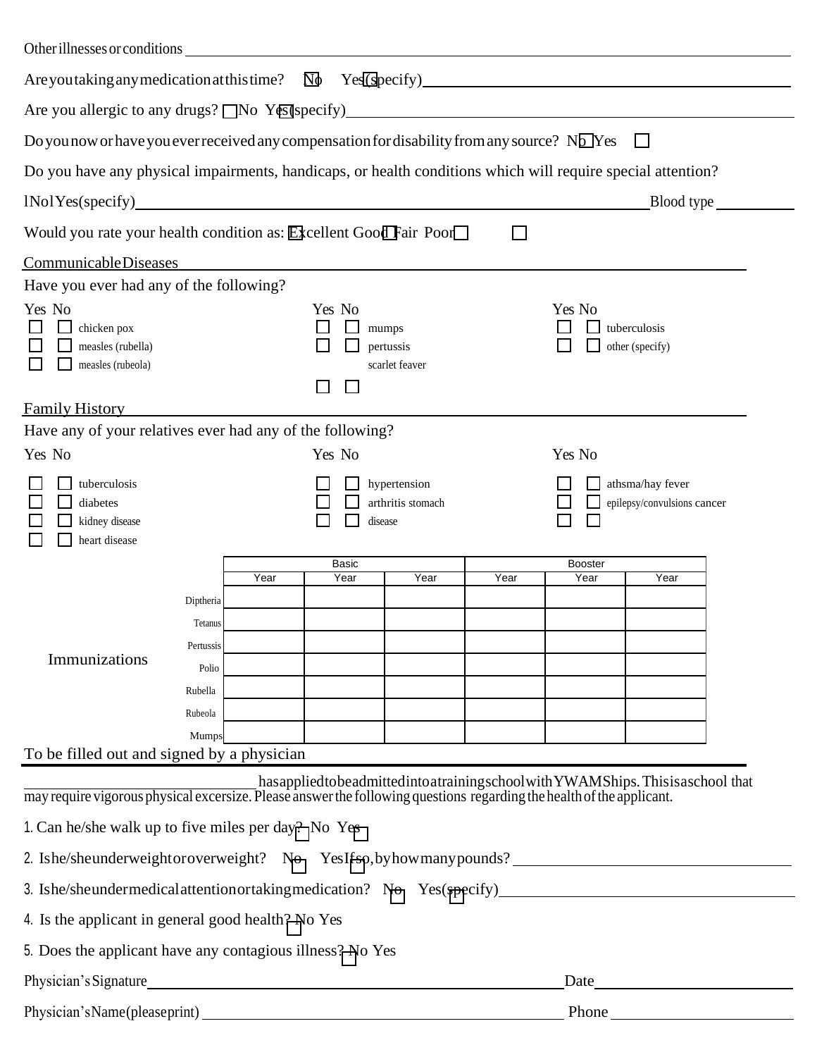Other illnesses or conditions ________________________________________________

Are you taking any medication at this time? ☐ No ☐ Yes (specify) ________________________________

Are you allergic to any drugs? ☐ No ☐ Yes (specify) ________________________________

Do you now or have you ever received any compensation for disability from any source? ☐ No ☐ Yes

Do you have any physical impairments, handicaps, or health conditions which will require special attention?

☐ No ☐ Yes (specify) ________________________________ Blood type ________

Would you rate your health condition as: ☐ Excellent ☐ Good ☐ Fair ☐ Poor

## Communicable Diseases

Have you ever had any of the following?

| Yes | No | | Yes | No | | Yes | No | |
|---|---|---|---|---|---|---|---|---|
| ☐ | ☐ | chicken pox | ☐ | ☐ | mumps | ☐ | ☐ | tuberculosis |
| ☐ | ☐ | measles (rubella) | ☐ | ☐ | pertussis | ☐ | ☐ | other (specify) |
| ☐ | ☐ | measles (rubeola) | ☐ | ☐ | scarlet feaver | | | |

## Family History

Have any of your relatives ever had any of the following?

| Yes | No | | Yes | No | | Yes | No | |
|---|---|---|---|---|---|---|---|---|
| ☐ | ☐ | tuberculosis | ☐ | ☐ | hypertension | ☐ | ☐ | athsma/hay fever |
| ☐ | ☐ | diabetes | ☐ | ☐ | arthritis | ☐ | ☐ | epilepsy/convulsions |
| ☐ | ☐ | kidney disease | ☐ | ☐ | stomach disease | ☐ | ☐ | cancer |
| ☐ | ☐ | heart disease | | | | | | |

## Immunizations

| | Basic | | | Booster | | |
|---|---|---|---|---|---|---|
| | Year | Year | Year | Year | Year | Year |
| Diptheria | | | | | | |
| Tetanus | | | | | | |
| Pertussis | | | | | | |
| Polio | | | | | | |
| Rubella | | | | | | |
| Rubeola | | | | | | |
| Mumps | | | | | | |

## To be filled out and signed by a physician

________________________ has applied to be admitted into a training school with YWAM Ships. This is a school that may require vigorous physical excersize. Please answer the following questions regarding the health of the applicant.

1. Can he/she walk up to five miles per day? ☐ No ☐ Yes
2. Is he/she underweight or overweight? ☐ No ☐ Yes If so, by how many pounds? ________________
3. Is he/she under medical attention or taking medication? ☐ No ☐ Yes (specify) ________________
4. Is the applicant in general good health? ☐ No Yes
5. Does the applicant have any contagious illness? ☐ No Yes

Physician's Signature ________________________________ Date ________________

Physician's Name (please print) ________________________________ Phone ________________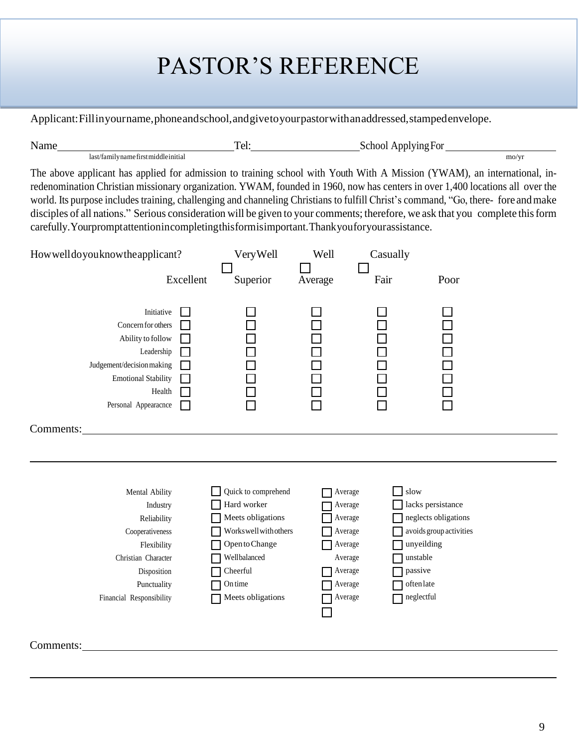# PASTOR'S REFERENCE

Applicant: Fill in your name, phone and school, and give to your pastor with an addressed, stamped envelope.

Name ______________________ Tel: ______________ School Applying For ______________
last/family name first middle initial mo/yr

The above applicant has applied for admission to training school with Youth With A Mission (YWAM), an international, in-redenomination Christian missionary organization. YWAM, founded in 1960, now has centers in over 1,400 locations all over the world. Its purpose includes training, challenging and channeling Christians to fulfill Christ's command, "Go, there- fore and make disciples of all nations." Serious consideration will be given to your comments; therefore, we ask that you complete this form carefully. Your prompt attention in completing this form is important. Thank you for your assistance.

How well do you know the applicant? ☐ Very Well ☐ Well ☐ Casually

| | Excellent | Superior | Average | Fair | Poor |
|---|---|---|---|---|---|
| Initiative | ☐ | ☐ | ☐ | ☐ | ☐ |
| Concern for others | ☐ | ☐ | ☐ | ☐ | ☐ |
| Ability to follow | ☐ | ☐ | ☐ | ☐ | ☐ |
| Leadership | ☐ | ☐ | ☐ | ☐ | ☐ |
| Judgement/decision making | ☐ | ☐ | ☐ | ☐ | ☐ |
| Emotional Stability | ☐ | ☐ | ☐ | ☐ | ☐ |
| Health | ☐ | ☐ | ☐ | ☐ | ☐ |
| Personal Appearacnce | ☐ | ☐ | ☐ | ☐ | ☐ |

Comments: ____________________________________________

____________________________________________

| | | | |
|---|---|---|---|
| Mental Ability | ☐ Quick to comprehend | ☐ Average | ☐ slow |
| Industry | ☐ Hard worker | ☐ Average | ☐ lacks persistance |
| Reliability | ☐ Meets obligations | ☐ Average | ☐ neglects obligations |
| Cooperativeness | ☐ Works well with others | ☐ Average | ☐ avoids group activities |
| Flexibility | ☐ Open to Change | ☐ Average | ☐ unyeilding |
| Christian Character | ☐ Wellbalanced | ☐ Average | ☐ unstable |
| Disposition | ☐ Cheerful | ☐ Average | ☐ passive |
| Punctuality | ☐ On time | ☐ Average | ☐ often late |
| Financial Responsibility | ☐ Meets obligations | ☐ Average | ☐ neglectful |

Comments: ____________________________________________

____________________________________________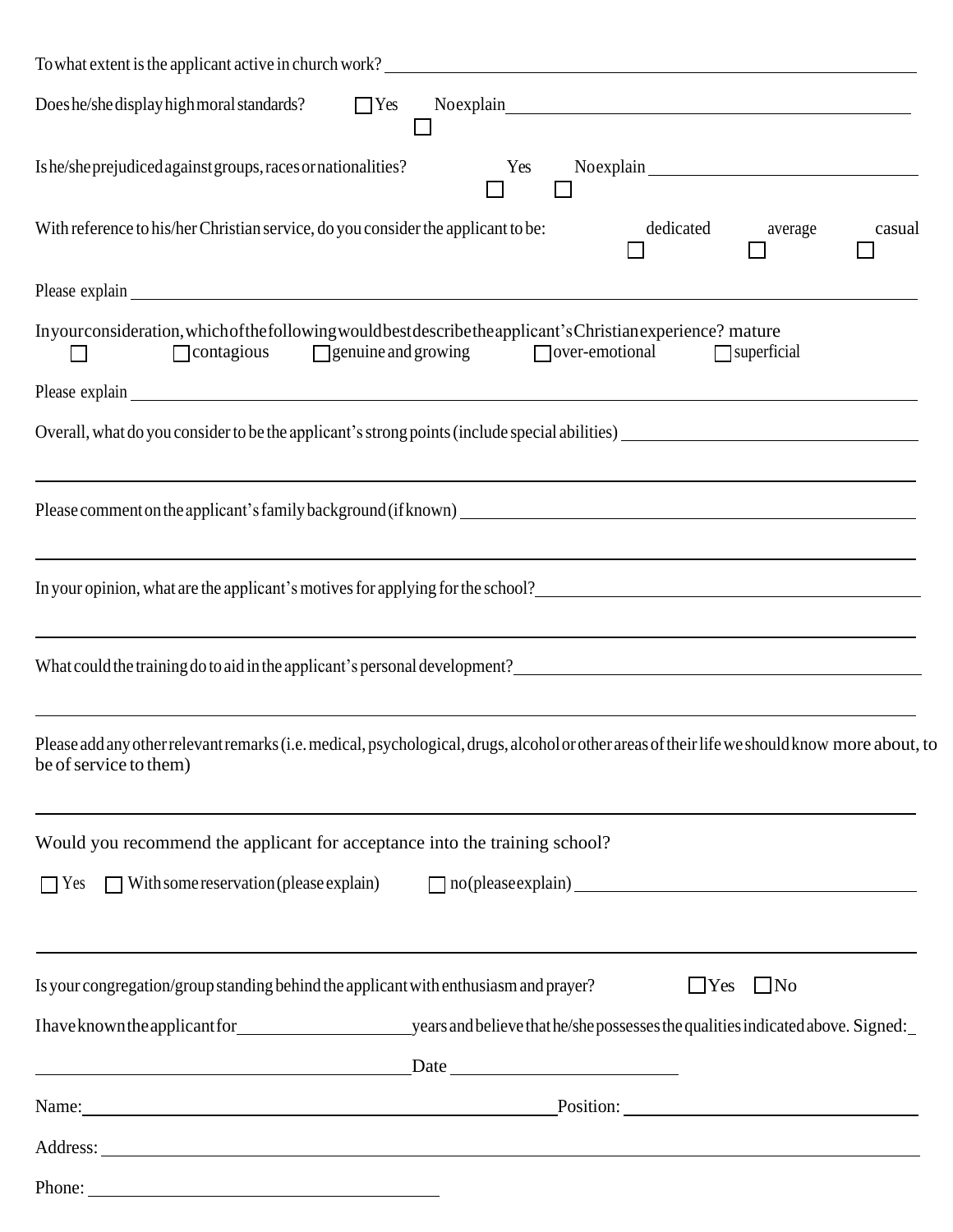To what extent is the applicant active in church work? ______________________________

Does he/she display high moral standards? ☐ Yes ☐ No explain ______________________________

Is he/she prejudiced against groups, races or nationalities? ☐ Yes ☐ No explain ______________________________

With reference to his/her Christian service, do you consider the applicant to be: ☐ dedicated ☐ average ☐ casual

Please explain ______________________________

In your consideration, which of the following would best describe the applicant's Christian experience? ☐ mature ☐ contagious ☐ genuine and growing ☐ over-emotional ☐ superficial

Please explain ______________________________

Overall, what do you consider to be the applicant's strong points (include special abilities) ______________________________

______________________________

Please comment on the applicant's family background (if known) ______________________________

______________________________

In your opinion, what are the applicant's motives for applying for the school? ______________________________

______________________________

What could the training do to aid in the applicant's personal development? ______________________________

______________________________

Please add any other relevant remarks (i.e. medical, psychological, drugs, alcohol or other areas of their life we should know more about, to be of service to them)

______________________________

Would you recommend the applicant for acceptance into the training school?

☐ Yes ☐ With some reservation (please explain) ☐ no (please explain) ______________________________

______________________________

Is your congregation/group standing behind the applicant with enthusiasm and prayer? ☐ Yes ☐ No

I have known the applicant for ____________ years and believe that he/she possesses the qualities indicated above. Signed: ____________

______________________________ Date ____________

Name: ______________________________ Position: ______________________________

Address: ______________________________

Phone: ______________________________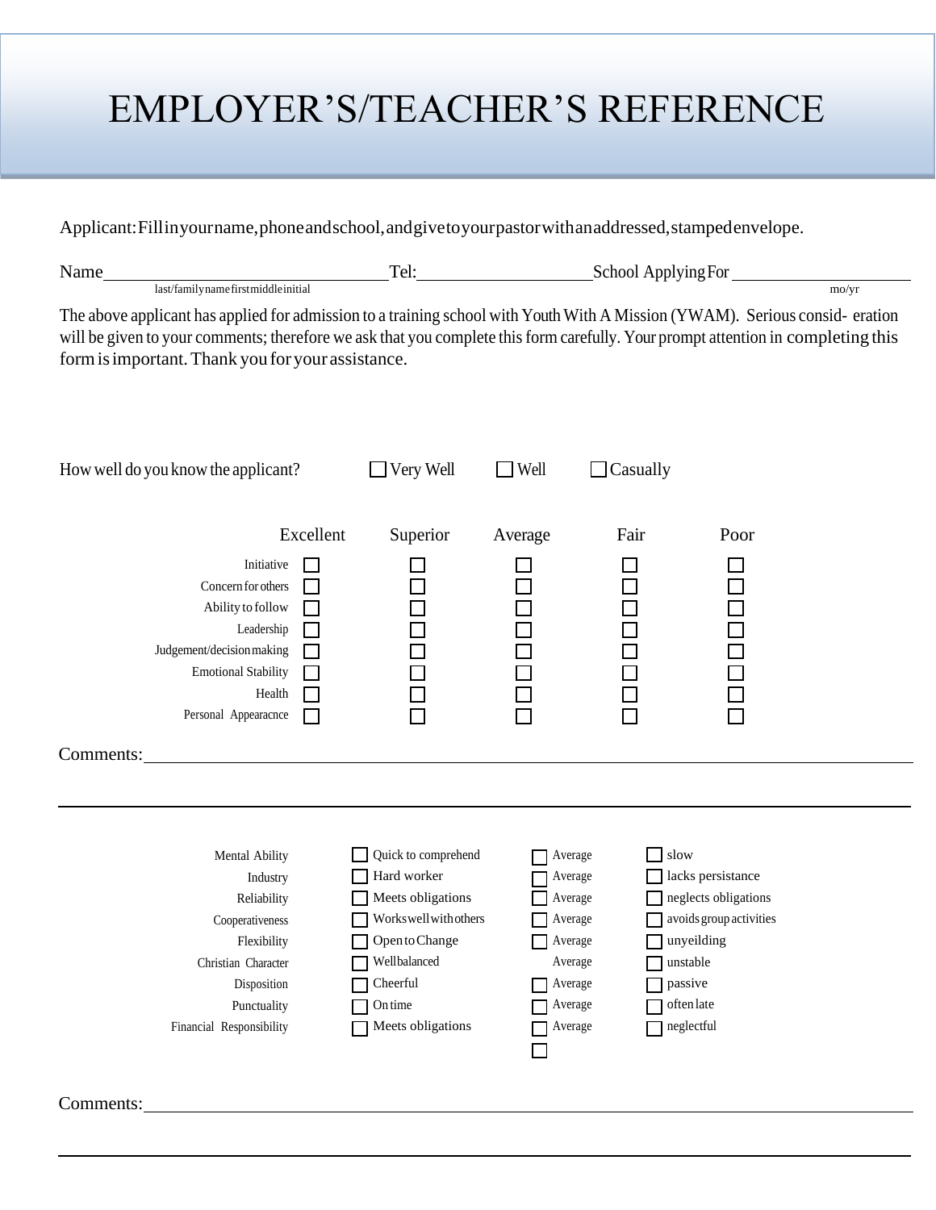# EMPLOYER'S/TEACHER'S REFERENCE

Applicant: Fill in your name, phone and school, and give to your pastor with an addressed, stamped envelope.

Name ______________________________ Tel: ____________________ School Applying For ____________________
last/family name first middle initial                                                                                                                          mo/yr

The above applicant has applied for admission to a training school with Youth With A Mission (YWAM). Serious consid- eration will be given to your comments; therefore we ask that you complete this form carefully. Your prompt attention in completing this form is important. Thank you for your assistance.

How well do you know the applicant? ☐ Very Well ☐ Well ☐ Casually

| | Excellent | Superior | Average | Fair | Poor |
|---|---|---|---|---|---|
| Initiative | ☐ | ☐ | ☐ | ☐ | ☐ |
| Concern for others | ☐ | ☐ | ☐ | ☐ | ☐ |
| Ability to follow | ☐ | ☐ | ☐ | ☐ | ☐ |
| Leadership | ☐ | ☐ | ☐ | ☐ | ☐ |
| Judgement/decision making | ☐ | ☐ | ☐ | ☐ | ☐ |
| Emotional Stability | ☐ | ☐ | ☐ | ☐ | ☐ |
| Health | ☐ | ☐ | ☐ | ☐ | ☐ |
| Personal Appearacnce | ☐ | ☐ | ☐ | ☐ | ☐ |

Comments: ____________________________________________________________

____________________________________________________________

| | | | |
|---|---|---|---|
| Mental Ability | ☐ Quick to comprehend | ☐ Average | ☐ slow |
| Industry | ☐ Hard worker | ☐ Average | ☐ lacks persistance |
| Reliability | ☐ Meets obligations | ☐ Average | ☐ neglects obligations |
| Cooperativeness | ☐ Works well with others | ☐ Average | ☐ avoids group activities |
| Flexibility | ☐ Open to Change | ☐ Average | ☐ unyeilding |
| Christian Character | ☐ Wellbalanced | Average | ☐ unstable |
| Disposition | ☐ Cheerful | ☐ Average | ☐ passive |
| Punctuality | ☐ On time | ☐ Average | ☐ often late |
| Financial Responsibility | ☐ Meets obligations | ☐ Average | ☐ neglectful |
| | | ☐ | |

Comments: ____________________________________________________________

____________________________________________________________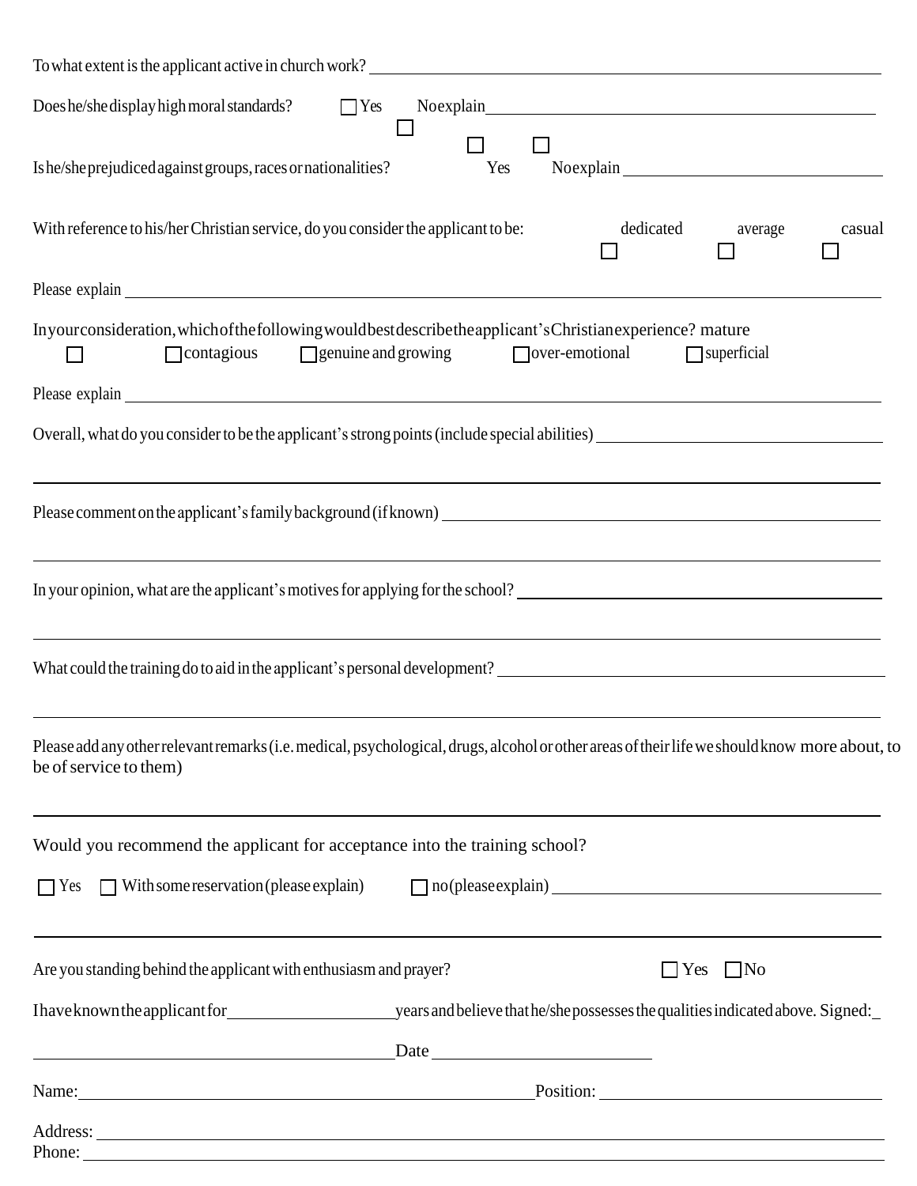To what extent is the applicant active in church work? ______________________________

Does he/she display high moral standards? ☐ Yes ☐ No explain ______________________________

Is he/she prejudiced against groups, races or nationalities? ☐ Yes ☐ No explain ______________________________

With reference to his/her Christian service, do you consider the applicant to be: ☐ dedicated ☐ average ☐ casual

Please explain ______________________________

In your consideration, which of the following would best describe the applicant's Christian experience? ☐ mature ☐ contagious ☐ genuine and growing ☐ over-emotional ☐ superficial

Please explain ______________________________

Overall, what do you consider to be the applicant's strong points (include special abilities) ______________________________

______________________________

Please comment on the applicant's family background (if known) ______________________________

______________________________

In your opinion, what are the applicant's motives for applying for the school? ______________________________

______________________________

What could the training do to aid in the applicant's personal development? ______________________________

______________________________

Please add any other relevant remarks (i.e. medical, psychological, drugs, alcohol or other areas of their life we should know more about, to be of service to them)

______________________________

Would you recommend the applicant for acceptance into the training school?

☐ Yes ☐ With some reservation (please explain) ☐ no (please explain) ______________________________

______________________________

Are you standing behind the applicant with enthusiasm and prayer? ☐ Yes ☐ No

I have known the applicant for ____________ years and believe that he/she possesses the qualities indicated above. Signed: ____________

______________________________ Date ____________

Name: ______________________________ Position: ______________________________

Address: ______________________________

Phone: ______________________________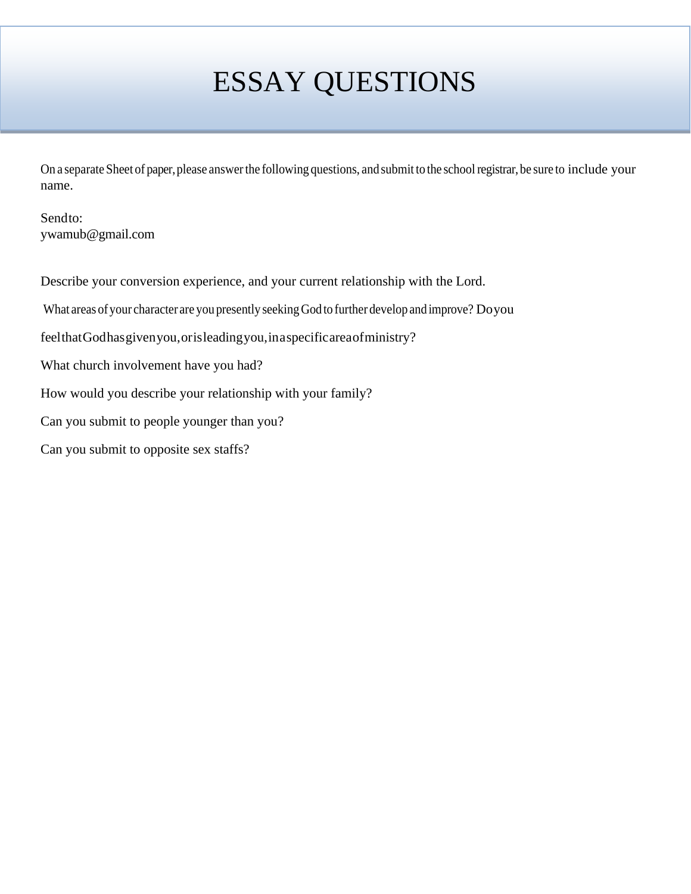# ESSAY QUESTIONS

On a separate Sheet of paper, please answer the following questions, and submit to the school registrar, be sure to include your name.

Send to:
ywamub@gmail.com

Describe your conversion experience, and your current relationship with the Lord.

What areas of your character are you presently seeking God to further develop and improve? Do you feel that God has given you, or is leading you, in a specific area of ministry?

What church involvement have you had?

How would you describe your relationship with your family?

Can you submit to people younger than you?

Can you submit to opposite sex staffs?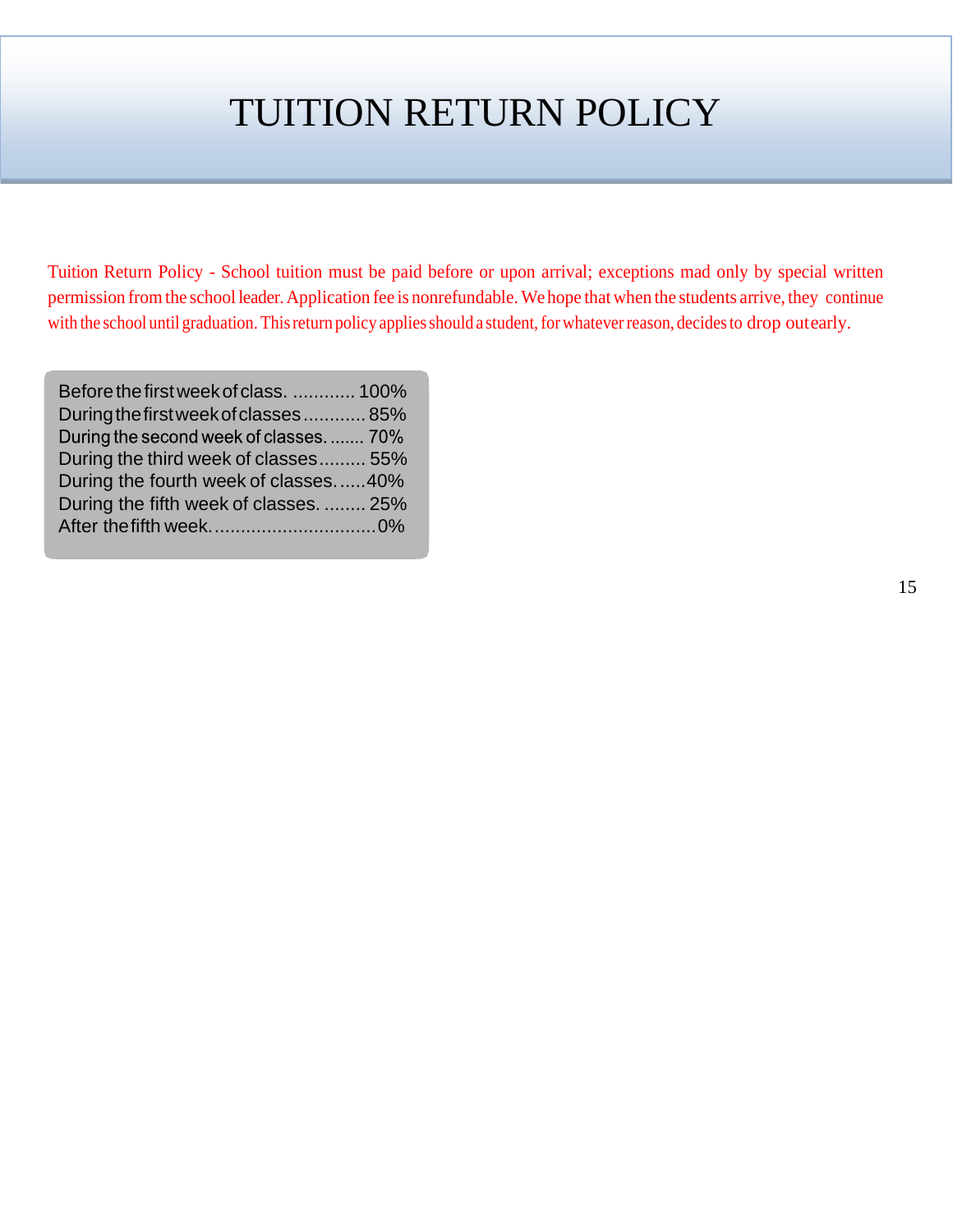# TUITION RETURN POLICY

Tuition Return Policy - School tuition must be paid before or upon arrival; exceptions mad only by special written permission from the school leader. Application fee is nonrefundable. We hope that when the students arrive, they continue with the school until graduation. This return policy applies should a student, for whatever reason, decides to drop out early.

Before the first week of class. ............ 100%
During the first week of classes............ 85%
During the second week of classes. ....... 70%
During the third week of classes......... 55%
During the fourth week of classes. .....40%
During the fifth week of classes. ........ 25%
After the fifth week...............................0%